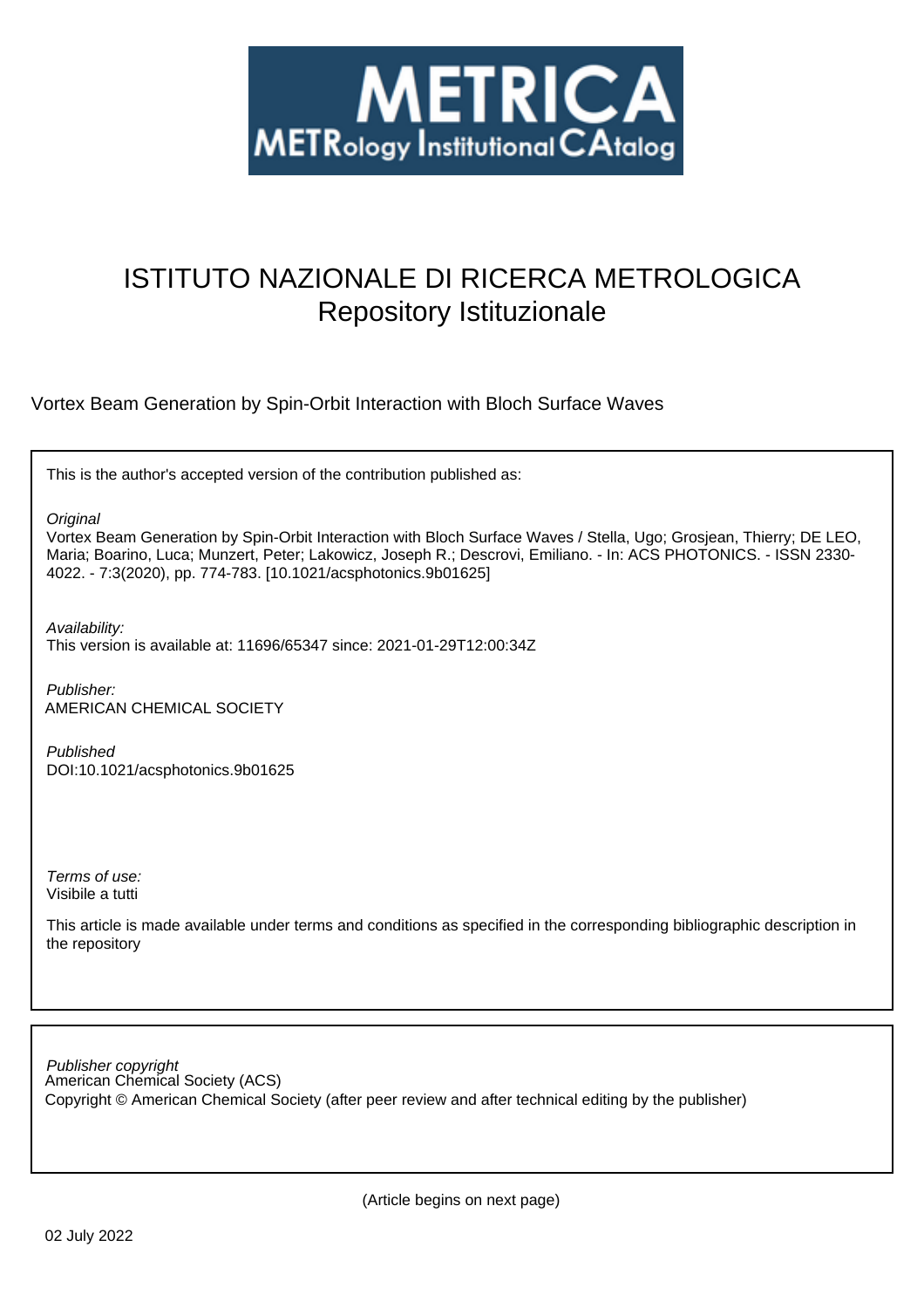METRICA

METRology Institutional CAtalog

# ISTITUTO NAZIONALE DI RICERCA METROLOGICA
## Repository Istituzionale

Vortex Beam Generation by Spin-Orbit Interaction with Bloch Surface Waves

This is the author's accepted version of the contribution published as:

*Original*
Vortex Beam Generation by Spin-Orbit Interaction with Bloch Surface Waves / Stella, Ugo; Grosjean, Thierry; DE LEO, Maria; Boarino, Luca; Munzert, Peter; Lakowicz, Joseph R.; Descrovi, Emiliano. - In: ACS PHOTONICS. - ISSN 2330-4022. - 7:3(2020), pp. 774-783. [10.1021/acsphotonics.9b01625]

*Availability:*
This version is available at: 11696/65347 since: 2021-01-29T12:00:34Z

*Publisher:*
AMERICAN CHEMICAL SOCIETY

*Published*
DOI:10.1021/acsphotonics.9b01625

*Terms of use:*
Visibile a tutti

This article is made available under terms and conditions as specified in the corresponding bibliographic description in the repository

*Publisher copyright*
American Chemical Society (ACS)
Copyright © American Chemical Society (after peer review and after technical editing by the publisher)

(Article begins on next page)

02 July 2022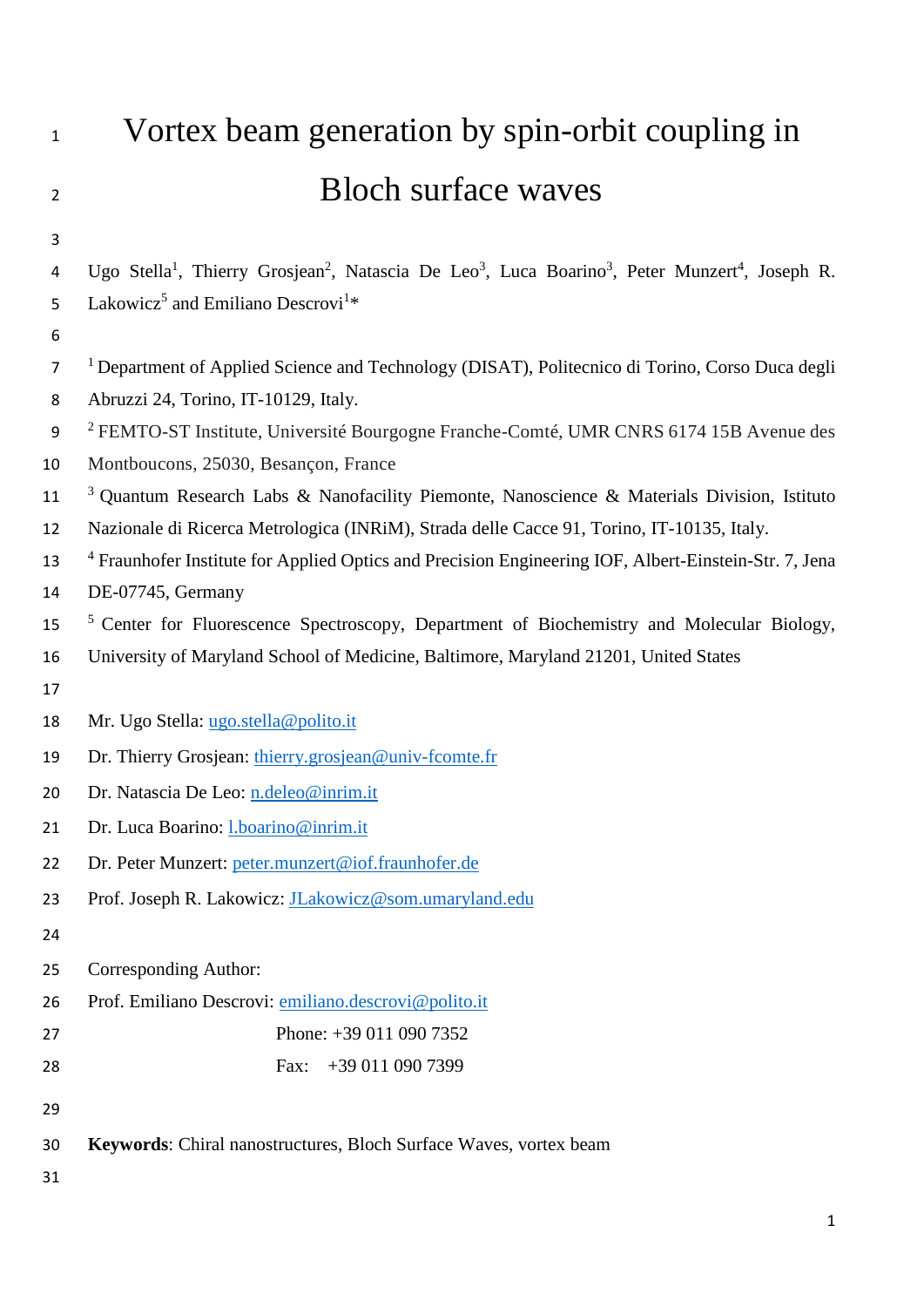# Vortex beam generation by spin-orbit coupling in Bloch surface waves

Ugo Stella[1], Thierry Grosjean[2], Natascia De Leo[3], Luca Boarino[3], Peter Munzert[4], Joseph R. Lakowicz[5] and Emiliano Descrovi[1]*

[1] Department of Applied Science and Technology (DISAT), Politecnico di Torino, Corso Duca degli Abruzzi 24, Torino, IT-10129, Italy.

[2] FEMTO-ST Institute, Université Bourgogne Franche-Comté, UMR CNRS 6174 15B Avenue des Montboucons, 25030, Besançon, France

[3] Quantum Research Labs & Nanofacility Piemonte, Nanoscience & Materials Division, Istituto Nazionale di Ricerca Metrologica (INRiM), Strada delle Cacce 91, Torino, IT-10135, Italy.

[4] Fraunhofer Institute for Applied Optics and Precision Engineering IOF, Albert-Einstein-Str. 7, Jena DE-07745, Germany

[5] Center for Fluorescence Spectroscopy, Department of Biochemistry and Molecular Biology, University of Maryland School of Medicine, Baltimore, Maryland 21201, United States

Mr. Ugo Stella: ugo.stella@polito.it

Dr. Thierry Grosjean: thierry.grosjean@univ-fcomte.fr

Dr. Natascia De Leo: n.deleo@inrim.it

Dr. Luca Boarino: l.boarino@inrim.it

Dr. Peter Munzert: peter.munzert@iof.fraunhofer.de

Prof. Joseph R. Lakowicz: JLakowicz@som.umaryland.edu

Corresponding Author:

Prof. Emiliano Descrovi: emiliano.descrovi@polito.it

Phone: +39 011 090 7352

Fax: +39 011 090 7399

**Keywords**: Chiral nanostructures, Bloch Surface Waves, vortex beam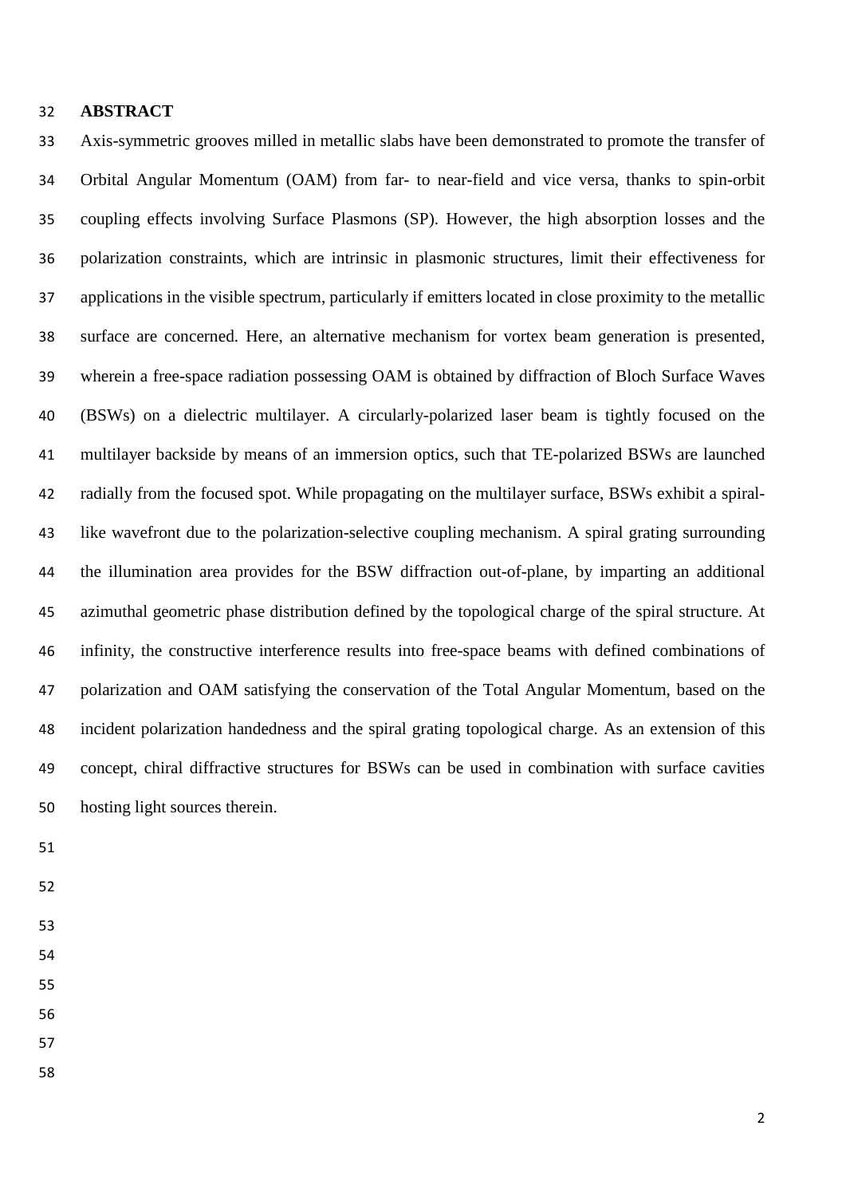## ABSTRACT

Axis-symmetric grooves milled in metallic slabs have been demonstrated to promote the transfer of Orbital Angular Momentum (OAM) from far- to near-field and vice versa, thanks to spin-orbit coupling effects involving Surface Plasmons (SP). However, the high absorption losses and the polarization constraints, which are intrinsic in plasmonic structures, limit their effectiveness for applications in the visible spectrum, particularly if emitters located in close proximity to the metallic surface are concerned. Here, an alternative mechanism for vortex beam generation is presented, wherein a free-space radiation possessing OAM is obtained by diffraction of Bloch Surface Waves (BSWs) on a dielectric multilayer. A circularly-polarized laser beam is tightly focused on the multilayer backside by means of an immersion optics, such that TE-polarized BSWs are launched radially from the focused spot. While propagating on the multilayer surface, BSWs exhibit a spiral-like wavefront due to the polarization-selective coupling mechanism. A spiral grating surrounding the illumination area provides for the BSW diffraction out-of-plane, by imparting an additional azimuthal geometric phase distribution defined by the topological charge of the spiral structure. At infinity, the constructive interference results into free-space beams with defined combinations of polarization and OAM satisfying the conservation of the Total Angular Momentum, based on the incident polarization handedness and the spiral grating topological charge. As an extension of this concept, chiral diffractive structures for BSWs can be used in combination with surface cavities hosting light sources therein.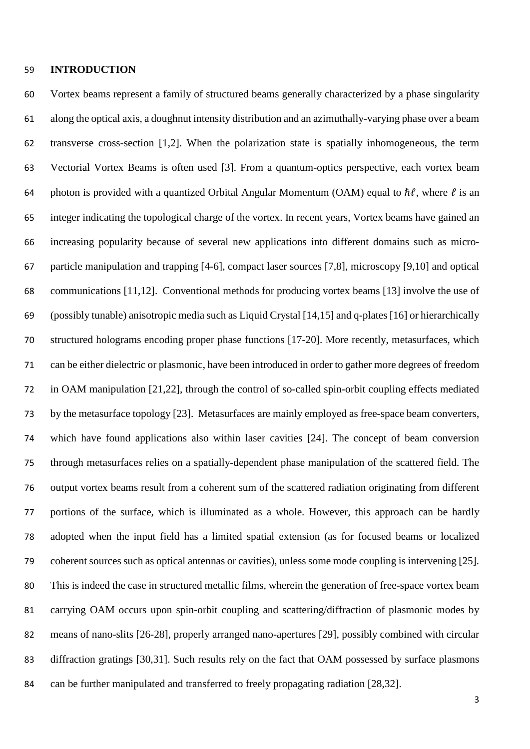## INTRODUCTION

Vortex beams represent a family of structured beams generally characterized by a phase singularity along the optical axis, a doughnut intensity distribution and an azimuthally-varying phase over a beam transverse cross-section [1,2]. When the polarization state is spatially inhomogeneous, the term Vectorial Vortex Beams is often used [3]. From a quantum-optics perspective, each vortex beam photon is provided with a quantized Orbital Angular Momentum (OAM) equal to $\hbar\ell$, where $\ell$ is an integer indicating the topological charge of the vortex. In recent years, Vortex beams have gained an increasing popularity because of several new applications into different domains such as micro-particle manipulation and trapping [4-6], compact laser sources [7,8], microscopy [9,10] and optical communications [11,12]. Conventional methods for producing vortex beams [13] involve the use of (possibly tunable) anisotropic media such as Liquid Crystal [14,15] and q-plates [16] or hierarchically structured holograms encoding proper phase functions [17-20]. More recently, metasurfaces, which can be either dielectric or plasmonic, have been introduced in order to gather more degrees of freedom in OAM manipulation [21,22], through the control of so-called spin-orbit coupling effects mediated by the metasurface topology [23]. Metasurfaces are mainly employed as free-space beam converters, which have found applications also within laser cavities [24]. The concept of beam conversion through metasurfaces relies on a spatially-dependent phase manipulation of the scattered field. The output vortex beams result from a coherent sum of the scattered radiation originating from different portions of the surface, which is illuminated as a whole. However, this approach can be hardly adopted when the input field has a limited spatial extension (as for focused beams or localized coherent sources such as optical antennas or cavities), unless some mode coupling is intervening [25]. This is indeed the case in structured metallic films, wherein the generation of free-space vortex beam carrying OAM occurs upon spin-orbit coupling and scattering/diffraction of plasmonic modes by means of nano-slits [26-28], properly arranged nano-apertures [29], possibly combined with circular diffraction gratings [30,31]. Such results rely on the fact that OAM possessed by surface plasmons can be further manipulated and transferred to freely propagating radiation [28,32].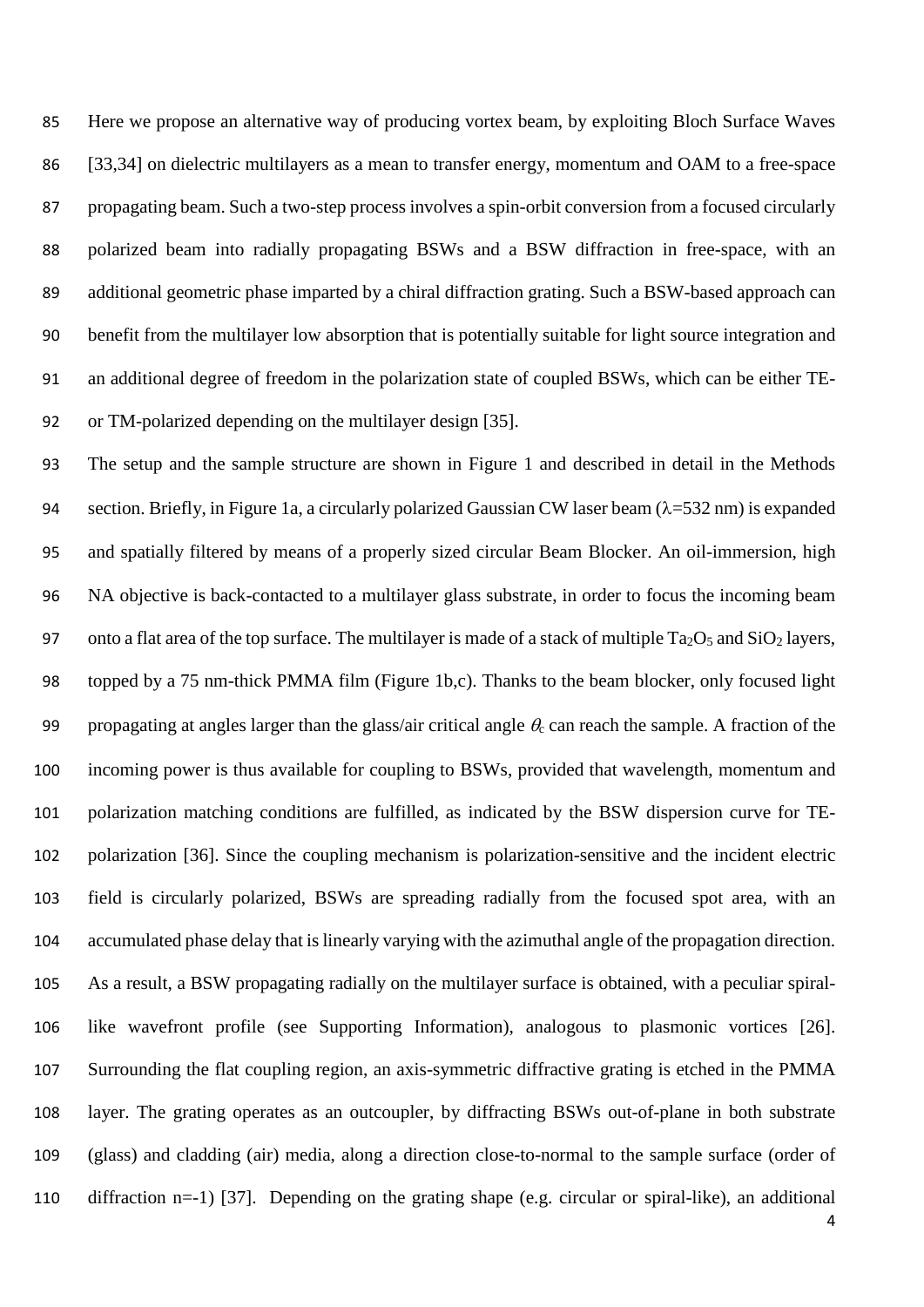Here we propose an alternative way of producing vortex beam, by exploiting Bloch Surface Waves [33,34] on dielectric multilayers as a mean to transfer energy, momentum and OAM to a free-space propagating beam. Such a two-step process involves a spin-orbit conversion from a focused circularly polarized beam into radially propagating BSWs and a BSW diffraction in free-space, with an additional geometric phase imparted by a chiral diffraction grating. Such a BSW-based approach can benefit from the multilayer low absorption that is potentially suitable for light source integration and an additional degree of freedom in the polarization state of coupled BSWs, which can be either TE- or TM-polarized depending on the multilayer design [35].

The setup and the sample structure are shown in Figure 1 and described in detail in the Methods section. Briefly, in Figure 1a, a circularly polarized Gaussian CW laser beam ($\lambda$=532 nm) is expanded and spatially filtered by means of a properly sized circular Beam Blocker. An oil-immersion, high NA objective is back-contacted to a multilayer glass substrate, in order to focus the incoming beam onto a flat area of the top surface. The multilayer is made of a stack of multiple $Ta_2O_5$ and $SiO_2$ layers, topped by a 75 nm-thick PMMA film (Figure 1b,c). Thanks to the beam blocker, only focused light propagating at angles larger than the glass/air critical angle $\theta_c$ can reach the sample. A fraction of the incoming power is thus available for coupling to BSWs, provided that wavelength, momentum and polarization matching conditions are fulfilled, as indicated by the BSW dispersion curve for TE-polarization [36]. Since the coupling mechanism is polarization-sensitive and the incident electric field is circularly polarized, BSWs are spreading radially from the focused spot area, with an accumulated phase delay that is linearly varying with the azimuthal angle of the propagation direction. As a result, a BSW propagating radially on the multilayer surface is obtained, with a peculiar spiral-like wavefront profile (see Supporting Information), analogous to plasmonic vortices [26]. Surrounding the flat coupling region, an axis-symmetric diffractive grating is etched in the PMMA layer. The grating operates as an outcoupler, by diffracting BSWs out-of-plane in both substrate (glass) and cladding (air) media, along a direction close-to-normal to the sample surface (order of diffraction n=-1) [37]. Depending on the grating shape (e.g. circular or spiral-like), an additional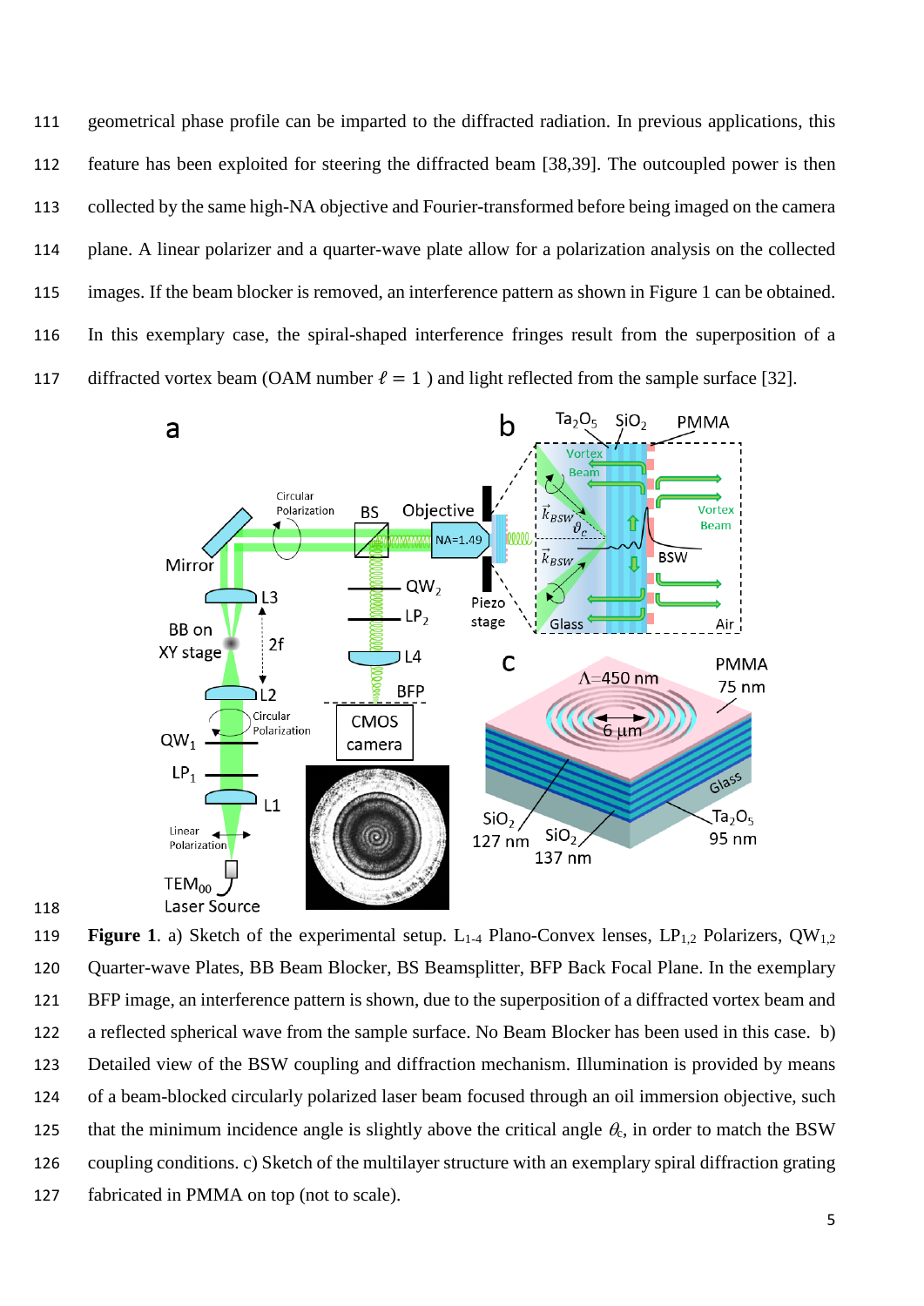geometrical phase profile can be imparted to the diffracted radiation. In previous applications, this feature has been exploited for steering the diffracted beam [38,39]. The outcoupled power is then collected by the same high-NA objective and Fourier-transformed before being imaged on the camera plane. A linear polarizer and a quarter-wave plate allow for a polarization analysis on the collected images. If the beam blocker is removed, an interference pattern as shown in Figure 1 can be obtained. In this exemplary case, the spiral-shaped interference fringes result from the superposition of a diffracted vortex beam (OAM number $\ell = 1$ ) and light reflected from the sample surface [32].

**Figure 1**. a) Sketch of the experimental setup. $L_{1\text{-}4}$ Plano-Convex lenses, $LP_{1,2}$ Polarizers, $QW_{1,2}$ Quarter-wave Plates, BB Beam Blocker, BS Beamsplitter, BFP Back Focal Plane. In the exemplary BFP image, an interference pattern is shown, due to the superposition of a diffracted vortex beam and a reflected spherical wave from the sample surface. No Beam Blocker has been used in this case. b) Detailed view of the BSW coupling and diffraction mechanism. Illumination is provided by means of a beam-blocked circularly polarized laser beam focused through an oil immersion objective, such that the minimum incidence angle is slightly above the critical angle $\theta_c$, in order to match the BSW coupling conditions. c) Sketch of the multilayer structure with an exemplary spiral diffraction grating fabricated in PMMA on top (not to scale).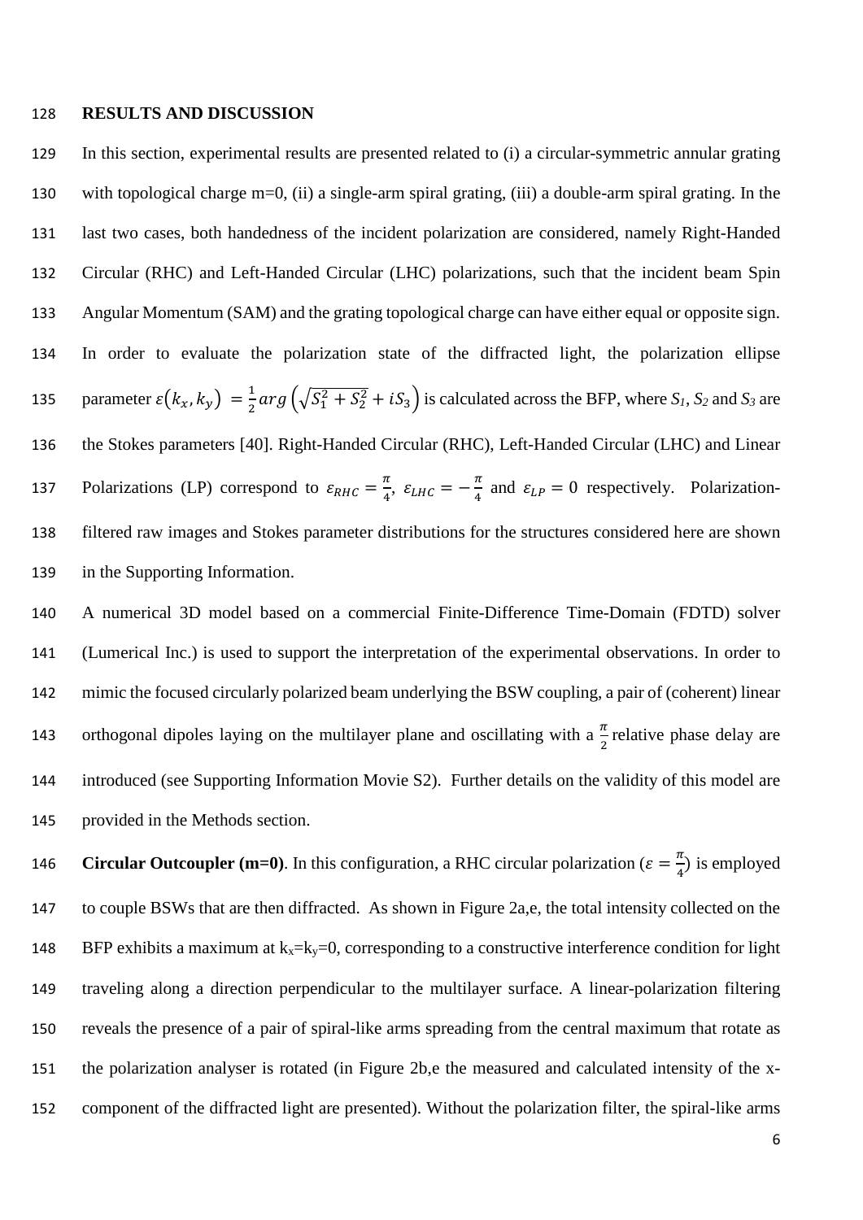## RESULTS AND DISCUSSION

In this section, experimental results are presented related to (i) a circular-symmetric annular grating with topological charge m=0, (ii) a single-arm spiral grating, (iii) a double-arm spiral grating. In the last two cases, both handedness of the incident polarization are considered, namely Right-Handed Circular (RHC) and Left-Handed Circular (LHC) polarizations, such that the incident beam Spin Angular Momentum (SAM) and the grating topological charge can have either equal or opposite sign. In order to evaluate the polarization state of the diffracted light, the polarization ellipse parameter $\varepsilon(k_x, k_y) = \frac{1}{2} arg\left(\sqrt{S_1^2 + S_2^2} + iS_3\right)$ is calculated across the BFP, where $S_1$, $S_2$ and $S_3$ are the Stokes parameters [40]. Right-Handed Circular (RHC), Left-Handed Circular (LHC) and Linear Polarizations (LP) correspond to $\varepsilon_{RHC} = \frac{\pi}{4}$, $\varepsilon_{LHC} = -\frac{\pi}{4}$ and $\varepsilon_{LP} = 0$ respectively. Polarization-filtered raw images and Stokes parameter distributions for the structures considered here are shown in the Supporting Information.

A numerical 3D model based on a commercial Finite-Difference Time-Domain (FDTD) solver (Lumerical Inc.) is used to support the interpretation of the experimental observations. In order to mimic the focused circularly polarized beam underlying the BSW coupling, a pair of (coherent) linear orthogonal dipoles laying on the multilayer plane and oscillating with a $\frac{\pi}{2}$ relative phase delay are introduced (see Supporting Information Movie S2). Further details on the validity of this model are provided in the Methods section.

**Circular Outcoupler (m=0)**. In this configuration, a RHC circular polarization ($\varepsilon = \frac{\pi}{4}$) is employed to couple BSWs that are then diffracted. As shown in Figure 2a,e, the total intensity collected on the BFP exhibits a maximum at $k_x$=$k_y$=0, corresponding to a constructive interference condition for light traveling along a direction perpendicular to the multilayer surface. A linear-polarization filtering reveals the presence of a pair of spiral-like arms spreading from the central maximum that rotate as the polarization analyser is rotated (in Figure 2b,e the measured and calculated intensity of the x-component of the diffracted light are presented). Without the polarization filter, the spiral-like arms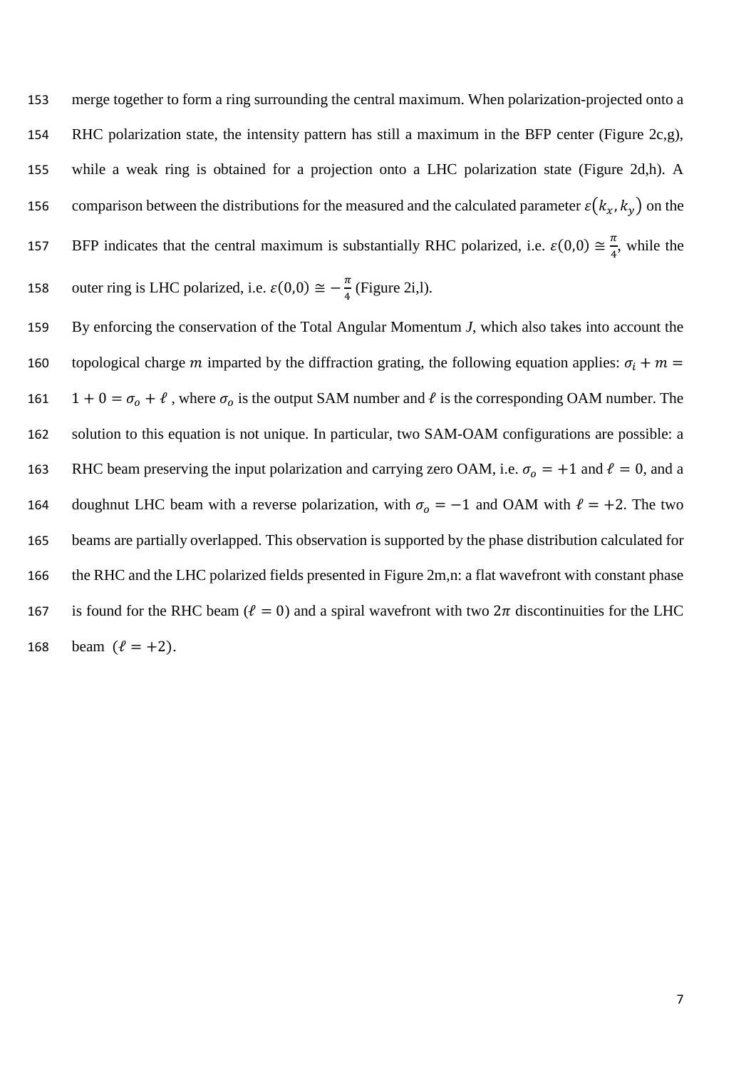merge together to form a ring surrounding the central maximum. When polarization-projected onto a RHC polarization state, the intensity pattern has still a maximum in the BFP center (Figure 2c,g), while a weak ring is obtained for a projection onto a LHC polarization state (Figure 2d,h). A comparison between the distributions for the measured and the calculated parameter $\varepsilon(k_x, k_y)$ on the BFP indicates that the central maximum is substantially RHC polarized, i.e. $\varepsilon(0{,}0) \cong \frac{\pi}{4}$, while the outer ring is LHC polarized, i.e. $\varepsilon(0{,}0) \cong -\frac{\pi}{4}$ (Figure 2i,l).

By enforcing the conservation of the Total Angular Momentum *J*, which also takes into account the topological charge $m$ imparted by the diffraction grating, the following equation applies: $\sigma_i + m = 1 + 0 = \sigma_o + \ell$ , where $\sigma_o$ is the output SAM number and $\ell$ is the corresponding OAM number. The solution to this equation is not unique. In particular, two SAM-OAM configurations are possible: a RHC beam preserving the input polarization and carrying zero OAM, i.e. $\sigma_o = +1$ and $\ell = 0$, and a doughnut LHC beam with a reverse polarization, with $\sigma_o = -1$ and OAM with $\ell = +2$. The two beams are partially overlapped. This observation is supported by the phase distribution calculated for the RHC and the LHC polarized fields presented in Figure 2m,n: a flat wavefront with constant phase is found for the RHC beam ($\ell = 0$) and a spiral wavefront with two $2\pi$ discontinuities for the LHC beam ($\ell = +2$).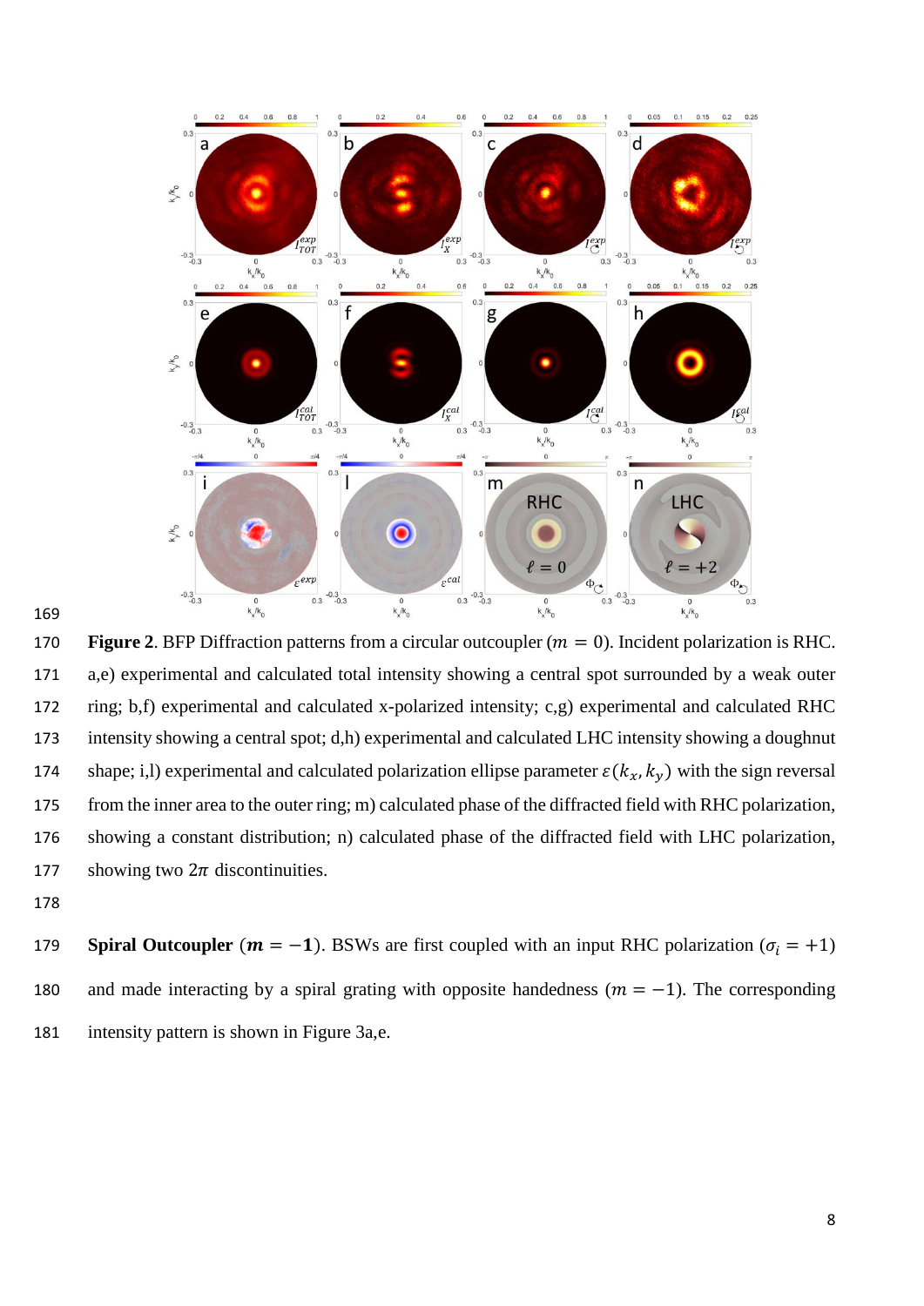**Figure 2**. BFP Diffraction patterns from a circular outcoupler ($m = 0$). Incident polarization is RHC. a,e) experimental and calculated total intensity showing a central spot surrounded by a weak outer ring; b,f) experimental and calculated x-polarized intensity; c,g) experimental and calculated RHC intensity showing a central spot; d,h) experimental and calculated LHC intensity showing a doughnut shape; i,l) experimental and calculated polarization ellipse parameter $\varepsilon(k_x, k_y)$ with the sign reversal from the inner area to the outer ring; m) calculated phase of the diffracted field with RHC polarization, showing a constant distribution; n) calculated phase of the diffracted field with LHC polarization, showing two $2\pi$ discontinuities.

**Spiral Outcoupler** ($\boldsymbol{m = -1}$). BSWs are first coupled with an input RHC polarization ($\sigma_i = +1$) and made interacting by a spiral grating with opposite handedness ($m = -1$). The corresponding intensity pattern is shown in Figure 3a,e.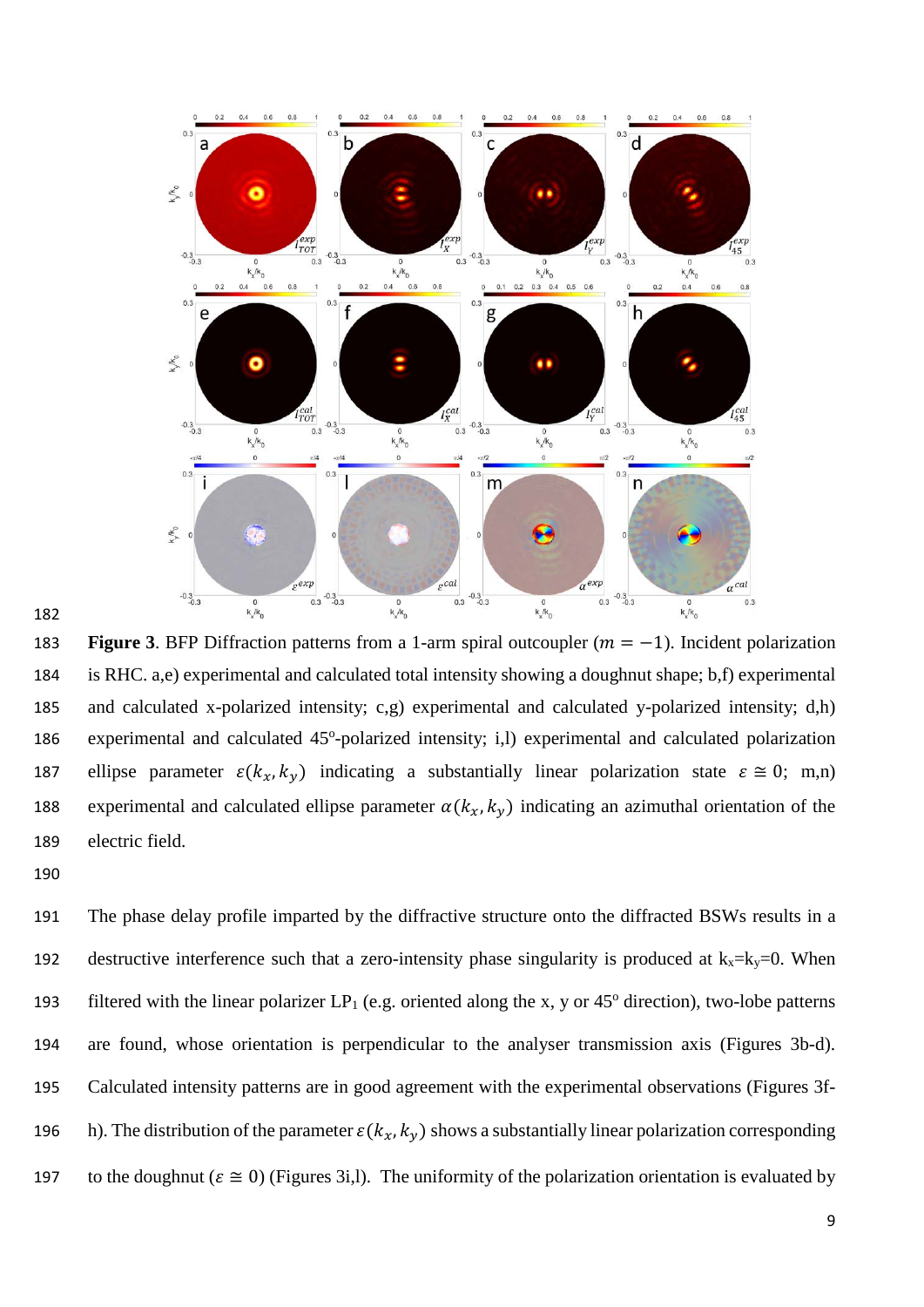**Figure 3**. BFP Diffraction patterns from a 1-arm spiral outcoupler ($m = -1$). Incident polarization is RHC. a,e) experimental and calculated total intensity showing a doughnut shape; b,f) experimental and calculated x-polarized intensity; c,g) experimental and calculated y-polarized intensity; d,h) experimental and calculated 45°-polarized intensity; i,l) experimental and calculated polarization ellipse parameter $\varepsilon(k_x, k_y)$ indicating a substantially linear polarization state $\varepsilon \cong 0$; m,n) experimental and calculated ellipse parameter $\alpha(k_x, k_y)$ indicating an azimuthal orientation of the electric field.

The phase delay profile imparted by the diffractive structure onto the diffracted BSWs results in a destructive interference such that a zero-intensity phase singularity is produced at $k_x$=$k_y$=0. When filtered with the linear polarizer $LP_1$ (e.g. oriented along the x, y or 45° direction), two-lobe patterns are found, whose orientation is perpendicular to the analyser transmission axis (Figures 3b-d). Calculated intensity patterns are in good agreement with the experimental observations (Figures 3f-h). The distribution of the parameter $\varepsilon(k_x, k_y)$ shows a substantially linear polarization corresponding to the doughnut ($\varepsilon \cong 0$) (Figures 3i,l). The uniformity of the polarization orientation is evaluated by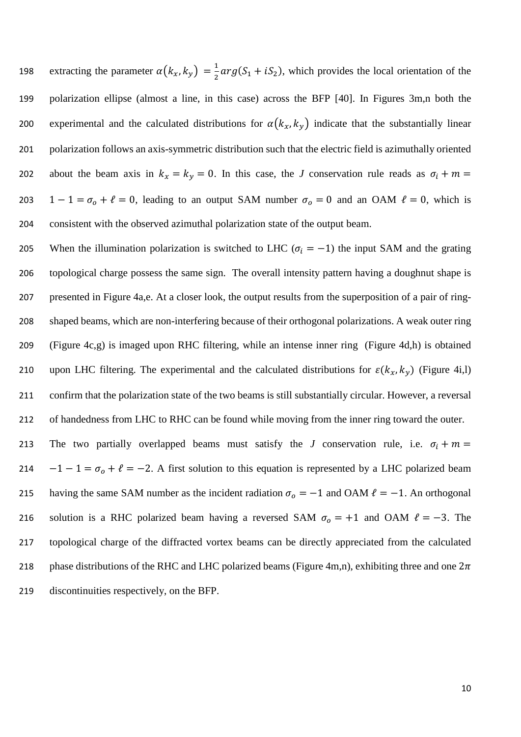extracting the parameter $\alpha(k_x, k_y) = \frac{1}{2} arg(S_1 + iS_2)$, which provides the local orientation of the polarization ellipse (almost a line, in this case) across the BFP [40]. In Figures 3m,n both the experimental and the calculated distributions for $\alpha(k_x, k_y)$ indicate that the substantially linear polarization follows an axis-symmetric distribution such that the electric field is azimuthally oriented about the beam axis in $k_x = k_y = 0$. In this case, the *J* conservation rule reads as $\sigma_i + m = 1 - 1 = \sigma_o + \ell = 0$, leading to an output SAM number $\sigma_o = 0$ and an OAM $\ell = 0$, which is consistent with the observed azimuthal polarization state of the output beam.

When the illumination polarization is switched to LHC ($\sigma_i = -1$) the input SAM and the grating topological charge possess the same sign. The overall intensity pattern having a doughnut shape is presented in Figure 4a,e. At a closer look, the output results from the superposition of a pair of ring-shaped beams, which are non-interfering because of their orthogonal polarizations. A weak outer ring (Figure 4c,g) is imaged upon RHC filtering, while an intense inner ring (Figure 4d,h) is obtained upon LHC filtering. The experimental and the calculated distributions for $\varepsilon(k_x, k_y)$ (Figure 4i,l) confirm that the polarization state of the two beams is still substantially circular. However, a reversal of handedness from LHC to RHC can be found while moving from the inner ring toward the outer.

The two partially overlapped beams must satisfy the *J* conservation rule, i.e. $\sigma_i + m = -1 - 1 = \sigma_o + \ell = -2$. A first solution to this equation is represented by a LHC polarized beam having the same SAM number as the incident radiation $\sigma_o = -1$ and OAM $\ell = -1$. An orthogonal solution is a RHC polarized beam having a reversed SAM $\sigma_o = +1$ and OAM $\ell = -3$. The topological charge of the diffracted vortex beams can be directly appreciated from the calculated phase distributions of the RHC and LHC polarized beams (Figure 4m,n), exhibiting three and one $2\pi$ discontinuities respectively, on the BFP.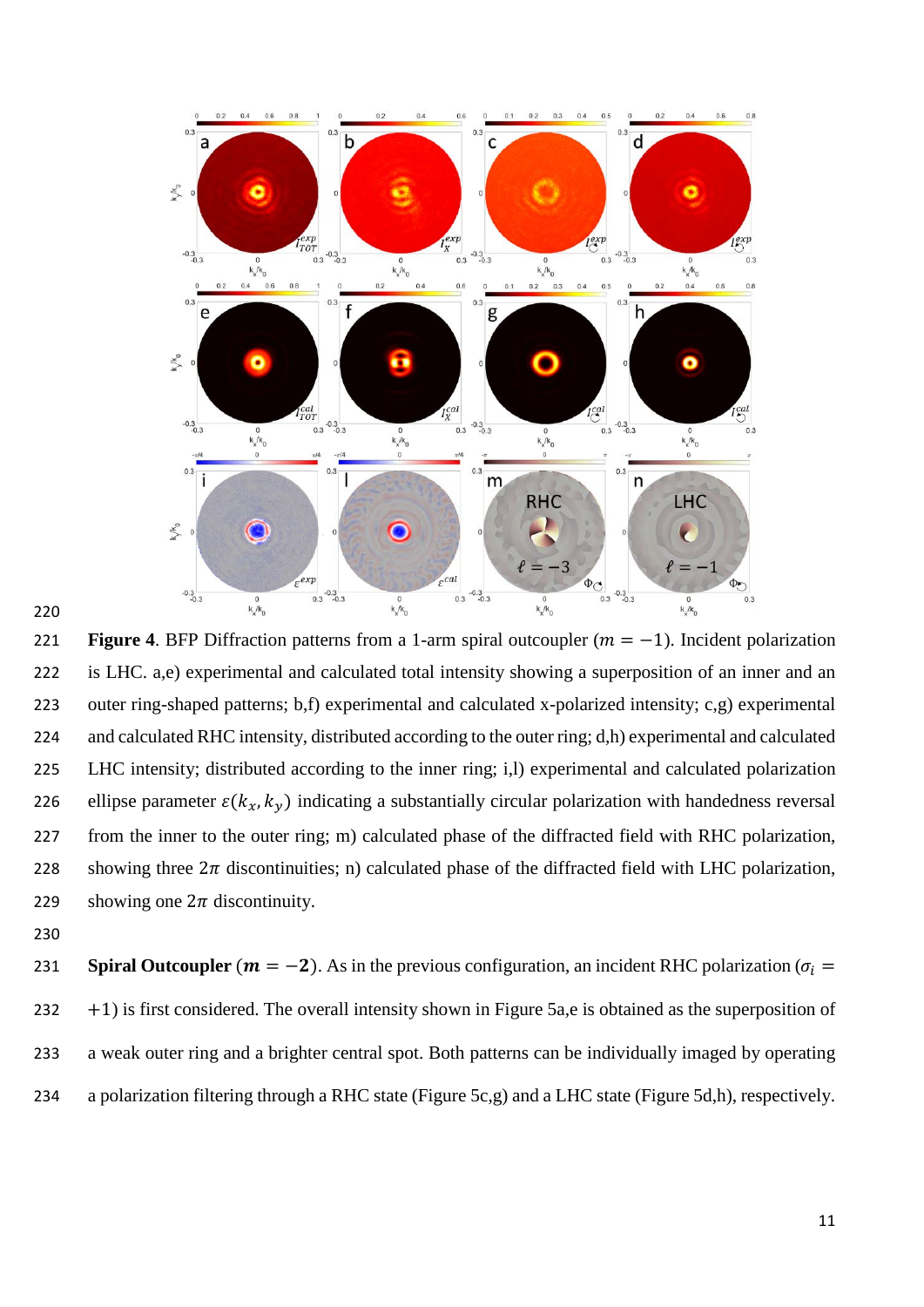**Figure 4**. BFP Diffraction patterns from a 1-arm spiral outcoupler ($m = -1$). Incident polarization is LHC. a,e) experimental and calculated total intensity showing a superposition of an inner and an outer ring-shaped patterns; b,f) experimental and calculated x-polarized intensity; c,g) experimental and calculated RHC intensity, distributed according to the outer ring; d,h) experimental and calculated LHC intensity; distributed according to the inner ring; i,l) experimental and calculated polarization ellipse parameter $\varepsilon(k_x, k_y)$ indicating a substantially circular polarization with handedness reversal from the inner to the outer ring; m) calculated phase of the diffracted field with RHC polarization, showing three $2\pi$ discontinuities; n) calculated phase of the diffracted field with LHC polarization, showing one $2\pi$ discontinuity.

**Spiral Outcoupler** ($\boldsymbol{m = -2}$). As in the previous configuration, an incident RHC polarization ($\sigma_i = +1$) is first considered. The overall intensity shown in Figure 5a,e is obtained as the superposition of a weak outer ring and a brighter central spot. Both patterns can be individually imaged by operating a polarization filtering through a RHC state (Figure 5c,g) and a LHC state (Figure 5d,h), respectively.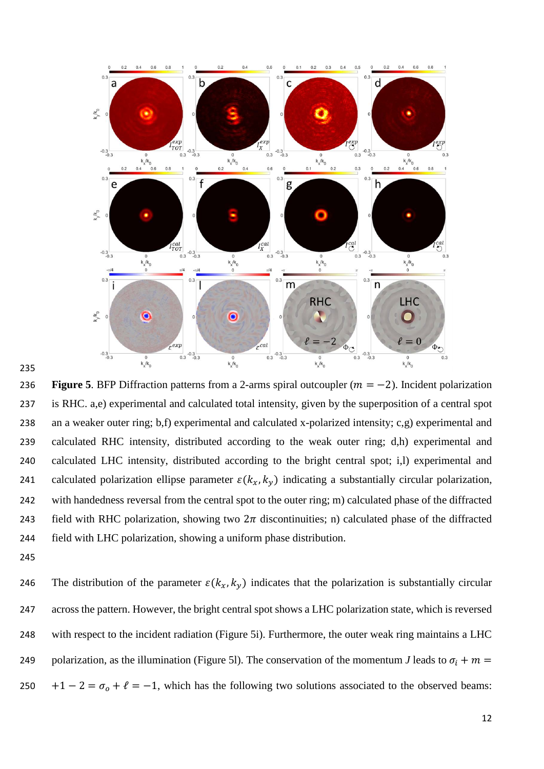**Figure 5**. BFP Diffraction patterns from a 2-arms spiral outcoupler ($m = -2$). Incident polarization is RHC. a,e) experimental and calculated total intensity, given by the superposition of a central spot an a weaker outer ring; b,f) experimental and calculated x-polarized intensity; c,g) experimental and calculated RHC intensity, distributed according to the weak outer ring; d,h) experimental and calculated LHC intensity, distributed according to the bright central spot; i,l) experimental and calculated polarization ellipse parameter $\varepsilon(k_x, k_y)$ indicating a substantially circular polarization, with handedness reversal from the central spot to the outer ring; m) calculated phase of the diffracted field with RHC polarization, showing two $2\pi$ discontinuities; n) calculated phase of the diffracted field with LHC polarization, showing a uniform phase distribution.

The distribution of the parameter $\varepsilon(k_x, k_y)$ indicates that the polarization is substantially circular across the pattern. However, the bright central spot shows a LHC polarization state, which is reversed with respect to the incident radiation (Figure 5i). Furthermore, the outer weak ring maintains a LHC polarization, as the illumination (Figure 5l). The conservation of the momentum $J$ leads to $\sigma_i + m = +1 - 2 = \sigma_o + \ell = -1$, which has the following two solutions associated to the observed beams: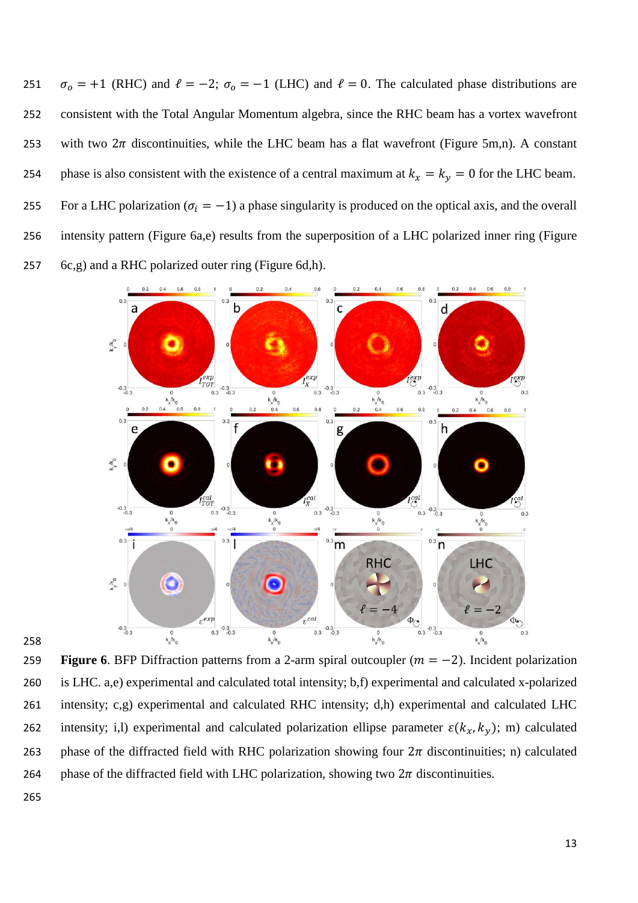$\sigma_o = +1$ (RHC) and $\ell = -2$; $\sigma_o = -1$ (LHC) and $\ell = 0$. The calculated phase distributions are consistent with the Total Angular Momentum algebra, since the RHC beam has a vortex wavefront with two $2\pi$ discontinuities, while the LHC beam has a flat wavefront (Figure 5m,n). A constant phase is also consistent with the existence of a central maximum at $k_x = k_y = 0$ for the LHC beam. For a LHC polarization ($\sigma_i = -1$) a phase singularity is produced on the optical axis, and the overall intensity pattern (Figure 6a,e) results from the superposition of a LHC polarized inner ring (Figure 6c,g) and a RHC polarized outer ring (Figure 6d,h).

**Figure 6**. BFP Diffraction patterns from a 2-arm spiral outcoupler ($m = -2$). Incident polarization is LHC. a,e) experimental and calculated total intensity; b,f) experimental and calculated x-polarized intensity; c,g) experimental and calculated RHC intensity; d,h) experimental and calculated LHC intensity; i,l) experimental and calculated polarization ellipse parameter $\varepsilon(k_x, k_y)$; m) calculated phase of the diffracted field with RHC polarization showing four $2\pi$ discontinuities; n) calculated phase of the diffracted field with LHC polarization, showing two $2\pi$ discontinuities.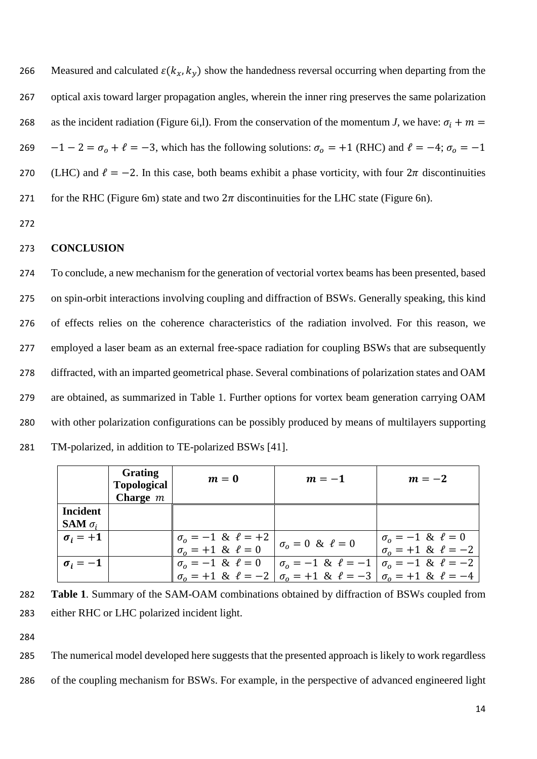Measured and calculated $\varepsilon(k_x, k_y)$ show the handedness reversal occurring when departing from the optical axis toward larger propagation angles, wherein the inner ring preserves the same polarization as the incident radiation (Figure 6i,l). From the conservation of the momentum *J*, we have: $\sigma_i + m = -1 - 2 = \sigma_o + \ell = -3$, which has the following solutions: $\sigma_o = +1$ (RHC) and $\ell = -4$; $\sigma_o = -1$ (LHC) and $\ell = -2$. In this case, both beams exhibit a phase vorticity, with four $2\pi$ discontinuities for the RHC (Figure 6m) state and two $2\pi$ discontinuities for the LHC state (Figure 6n).

## CONCLUSION

To conclude, a new mechanism for the generation of vectorial vortex beams has been presented, based on spin-orbit interactions involving coupling and diffraction of BSWs. Generally speaking, this kind of effects relies on the coherence characteristics of the radiation involved. For this reason, we employed a laser beam as an external free-space radiation for coupling BSWs that are subsequently diffracted, with an imparted geometrical phase. Several combinations of polarization states and OAM are obtained, as summarized in Table 1. Further options for vortex beam generation carrying OAM with other polarization configurations can be possibly produced by means of multilayers supporting TM-polarized, in addition to TE-polarized BSWs [41].

| | **Grating Topological Charge** $m$ | $m = 0$ | $m = -1$ | $m = -2$ |
|---|---|---|---|---|
| **Incident SAM** $\sigma_i$ | | | | |
| $\sigma_i = +1$ | | $\sigma_o = -1$ & $\ell = +2$<br>$\sigma_o = +1$ & $\ell = 0$ | $\sigma_o = 0$ & $\ell = 0$ | $\sigma_o = -1$ & $\ell = 0$<br>$\sigma_o = +1$ & $\ell = -2$ |
| $\sigma_i = -1$ | | $\sigma_o = -1$ & $\ell = 0$<br>$\sigma_o = +1$ & $\ell = -2$ | $\sigma_o = -1$ & $\ell = -1$<br>$\sigma_o = +1$ & $\ell = -3$ | $\sigma_o = -1$ & $\ell = -2$<br>$\sigma_o = +1$ & $\ell = -4$ |

**Table 1**. Summary of the SAM-OAM combinations obtained by diffraction of BSWs coupled from either RHC or LHC polarized incident light.

The numerical model developed here suggests that the presented approach is likely to work regardless of the coupling mechanism for BSWs. For example, in the perspective of advanced engineered light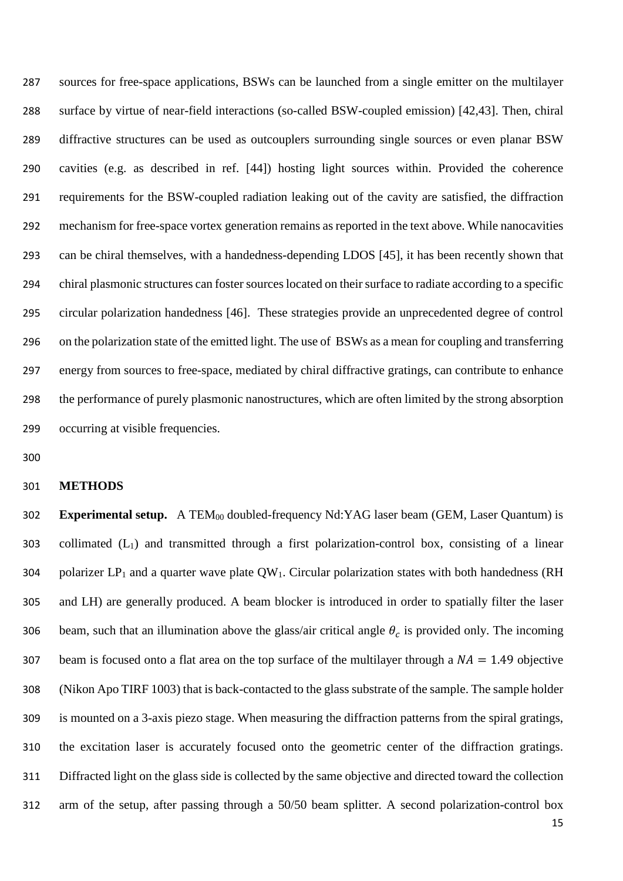sources for free-space applications, BSWs can be launched from a single emitter on the multilayer surface by virtue of near-field interactions (so-called BSW-coupled emission) [42,43]. Then, chiral diffractive structures can be used as outcouplers surrounding single sources or even planar BSW cavities (e.g. as described in ref. [44]) hosting light sources within. Provided the coherence requirements for the BSW-coupled radiation leaking out of the cavity are satisfied, the diffraction mechanism for free-space vortex generation remains as reported in the text above. While nanocavities can be chiral themselves, with a handedness-depending LDOS [45], it has been recently shown that chiral plasmonic structures can foster sources located on their surface to radiate according to a specific circular polarization handedness [46]. These strategies provide an unprecedented degree of control on the polarization state of the emitted light. The use of BSWs as a mean for coupling and transferring energy from sources to free-space, mediated by chiral diffractive gratings, can contribute to enhance the performance of purely plasmonic nanostructures, which are often limited by the strong absorption occurring at visible frequencies.

## METHODS

**Experimental setup.** A $TEM_{00}$ doubled-frequency Nd:YAG laser beam (GEM, Laser Quantum) is collimated ($L_1$) and transmitted through a first polarization-control box, consisting of a linear polarizer $LP_1$ and a quarter wave plate $QW_1$. Circular polarization states with both handedness (RH and LH) are generally produced. A beam blocker is introduced in order to spatially filter the laser beam, such that an illumination above the glass/air critical angle $\theta_c$ is provided only. The incoming beam is focused onto a flat area on the top surface of the multilayer through a $NA = 1.49$ objective (Nikon Apo TIRF 1003) that is back-contacted to the glass substrate of the sample. The sample holder is mounted on a 3-axis piezo stage. When measuring the diffraction patterns from the spiral gratings, the excitation laser is accurately focused onto the geometric center of the diffraction gratings. Diffracted light on the glass side is collected by the same objective and directed toward the collection arm of the setup, after passing through a 50/50 beam splitter. A second polarization-control box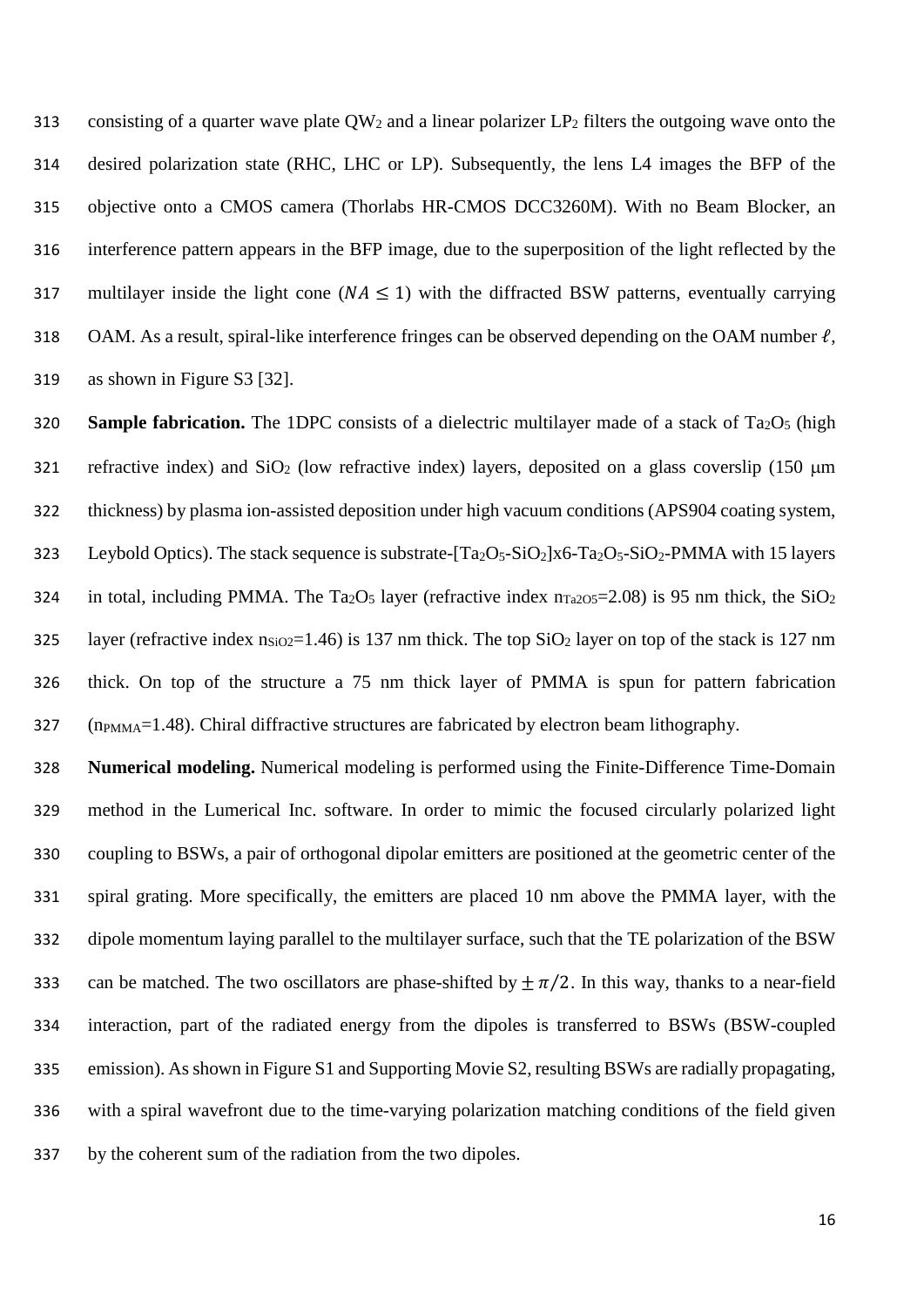consisting of a quarter wave plate $QW_2$ and a linear polarizer $LP_2$ filters the outgoing wave onto the desired polarization state (RHC, LHC or LP). Subsequently, the lens L4 images the BFP of the objective onto a CMOS camera (Thorlabs HR-CMOS DCC3260M). With no Beam Blocker, an interference pattern appears in the BFP image, due to the superposition of the light reflected by the multilayer inside the light cone ($NA \leq 1$) with the diffracted BSW patterns, eventually carrying OAM. As a result, spiral-like interference fringes can be observed depending on the OAM number $\ell$, as shown in Figure S3 [32].

**Sample fabrication.** The 1DPC consists of a dielectric multilayer made of a stack of $Ta_2O_5$ (high refractive index) and $SiO_2$ (low refractive index) layers, deposited on a glass coverslip (150 μm thickness) by plasma ion-assisted deposition under high vacuum conditions (APS904 coating system, Leybold Optics). The stack sequence is substrate-[$Ta_2O_5$-$SiO_2$]x6-$Ta_2O_5$-$SiO_2$-PMMA with 15 layers in total, including PMMA. The $Ta_2O_5$ layer (refractive index $n_{Ta2O5}$=2.08) is 95 nm thick, the $SiO_2$ layer (refractive index $n_{SiO2}$=1.46) is 137 nm thick. The top $SiO_2$ layer on top of the stack is 127 nm thick. On top of the structure a 75 nm thick layer of PMMA is spun for pattern fabrication ($n_{PMMA}$=1.48). Chiral diffractive structures are fabricated by electron beam lithography.

**Numerical modeling.** Numerical modeling is performed using the Finite-Difference Time-Domain method in the Lumerical Inc. software. In order to mimic the focused circularly polarized light coupling to BSWs, a pair of orthogonal dipolar emitters are positioned at the geometric center of the spiral grating. More specifically, the emitters are placed 10 nm above the PMMA layer, with the dipole momentum laying parallel to the multilayer surface, such that the TE polarization of the BSW can be matched. The two oscillators are phase-shifted by $\pm\pi/2$. In this way, thanks to a near-field interaction, part of the radiated energy from the dipoles is transferred to BSWs (BSW-coupled emission). As shown in Figure S1 and Supporting Movie S2, resulting BSWs are radially propagating, with a spiral wavefront due to the time-varying polarization matching conditions of the field given by the coherent sum of the radiation from the two dipoles.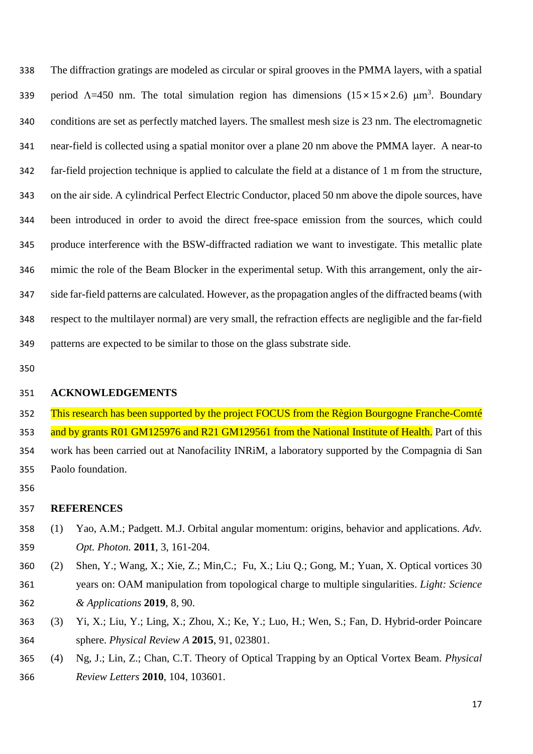The diffraction gratings are modeled as circular or spiral grooves in the PMMA layers, with a spatial period Λ=450 nm. The total simulation region has dimensions $(15\times15\times2.6)$ μm$^3$. Boundary conditions are set as perfectly matched layers. The smallest mesh size is 23 nm. The electromagnetic near-field is collected using a spatial monitor over a plane 20 nm above the PMMA layer. A near-to far-field projection technique is applied to calculate the field at a distance of 1 m from the structure, on the air side. A cylindrical Perfect Electric Conductor, placed 50 nm above the dipole sources, have been introduced in order to avoid the direct free-space emission from the sources, which could produce interference with the BSW-diffracted radiation we want to investigate. This metallic plate mimic the role of the Beam Blocker in the experimental setup. With this arrangement, only the air-side far-field patterns are calculated. However, as the propagation angles of the diffracted beams (with respect to the multilayer normal) are very small, the refraction effects are negligible and the far-field patterns are expected to be similar to those on the glass substrate side.

## ACKNOWLEDGEMENTS

This research has been supported by the project FOCUS from the Règion Bourgogne Franche-Comté and by grants R01 GM125976 and R21 GM129561 from the National Institute of Health. Part of this work has been carried out at Nanofacility INRiM, a laboratory supported by the Compagnia di San Paolo foundation.

## REFERENCES

(1) Yao, A.M.; Padgett. M.J. Orbital angular momentum: origins, behavior and applications. *Adv. Opt. Photon.* **2011**, 3, 161-204.

(2) Shen, Y.; Wang, X.; Xie, Z.; Min,C.; Fu, X.; Liu Q.; Gong, M.; Yuan, X. Optical vortices 30 years on: OAM manipulation from topological charge to multiple singularities. *Light: Science & Applications* **2019**, 8, 90.

(3) Yi, X.; Liu, Y.; Ling, X.; Zhou, X.; Ke, Y.; Luo, H.; Wen, S.; Fan, D. Hybrid-order Poincare sphere. *Physical Review A* **2015**, 91, 023801.

(4) Ng, J.; Lin, Z.; Chan, C.T. Theory of Optical Trapping by an Optical Vortex Beam. *Physical Review Letters* **2010**, 104, 103601.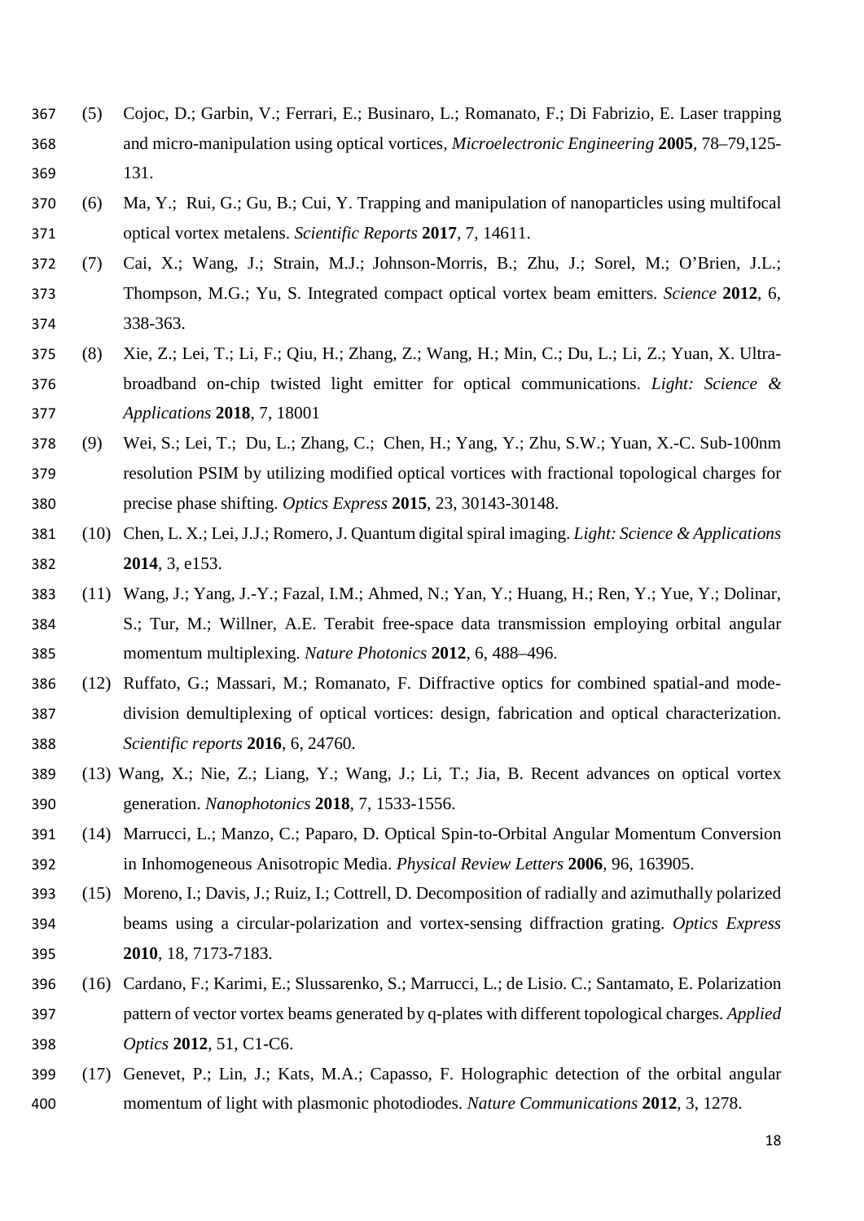(5) Cojoc, D.; Garbin, V.; Ferrari, E.; Businaro, L.; Romanato, F.; Di Fabrizio, E. Laser trapping and micro-manipulation using optical vortices, *Microelectronic Engineering* **2005**, 78–79,125-131.

(6) Ma, Y.; Rui, G.; Gu, B.; Cui, Y. Trapping and manipulation of nanoparticles using multifocal optical vortex metalens. *Scientific Reports* **2017**, 7, 14611.

(7) Cai, X.; Wang, J.; Strain, M.J.; Johnson-Morris, B.; Zhu, J.; Sorel, M.; O'Brien, J.L.; Thompson, M.G.; Yu, S. Integrated compact optical vortex beam emitters. *Science* **2012**, 6, 338-363.

(8) Xie, Z.; Lei, T.; Li, F.; Qiu, H.; Zhang, Z.; Wang, H.; Min, C.; Du, L.; Li, Z.; Yuan, X. Ultra-broadband on-chip twisted light emitter for optical communications. *Light: Science & Applications* **2018**, 7, 18001

(9) Wei, S.; Lei, T.; Du, L.; Zhang, C.; Chen, H.; Yang, Y.; Zhu, S.W.; Yuan, X.-C. Sub-100nm resolution PSIM by utilizing modified optical vortices with fractional topological charges for precise phase shifting. *Optics Express* **2015**, 23, 30143-30148.

(10) Chen, L. X.; Lei, J.J.; Romero, J. Quantum digital spiral imaging. *Light: Science & Applications* **2014**, 3, e153.

(11) Wang, J.; Yang, J.-Y.; Fazal, I.M.; Ahmed, N.; Yan, Y.; Huang, H.; Ren, Y.; Yue, Y.; Dolinar, S.; Tur, M.; Willner, A.E. Terabit free-space data transmission employing orbital angular momentum multiplexing. *Nature Photonics* **2012**, 6, 488–496.

(12) Ruffato, G.; Massari, M.; Romanato, F. Diffractive optics for combined spatial-and mode-division demultiplexing of optical vortices: design, fabrication and optical characterization. *Scientific reports* **2016**, 6, 24760.

(13) Wang, X.; Nie, Z.; Liang, Y.; Wang, J.; Li, T.; Jia, B. Recent advances on optical vortex generation. *Nanophotonics* **2018**, 7, 1533-1556.

(14) Marrucci, L.; Manzo, C.; Paparo, D. Optical Spin-to-Orbital Angular Momentum Conversion in Inhomogeneous Anisotropic Media. *Physical Review Letters* **2006**, 96, 163905.

(15) Moreno, I.; Davis, J.; Ruiz, I.; Cottrell, D. Decomposition of radially and azimuthally polarized beams using a circular-polarization and vortex-sensing diffraction grating. *Optics Express* **2010**, 18, 7173-7183.

(16) Cardano, F.; Karimi, E.; Slussarenko, S.; Marrucci, L.; de Lisio. C.; Santamato, E. Polarization pattern of vector vortex beams generated by q-plates with different topological charges. *Applied Optics* **2012**, 51, C1-C6.

(17) Genevet, P.; Lin, J.; Kats, M.A.; Capasso, F. Holographic detection of the orbital angular momentum of light with plasmonic photodiodes. *Nature Communications* **2012**, 3, 1278.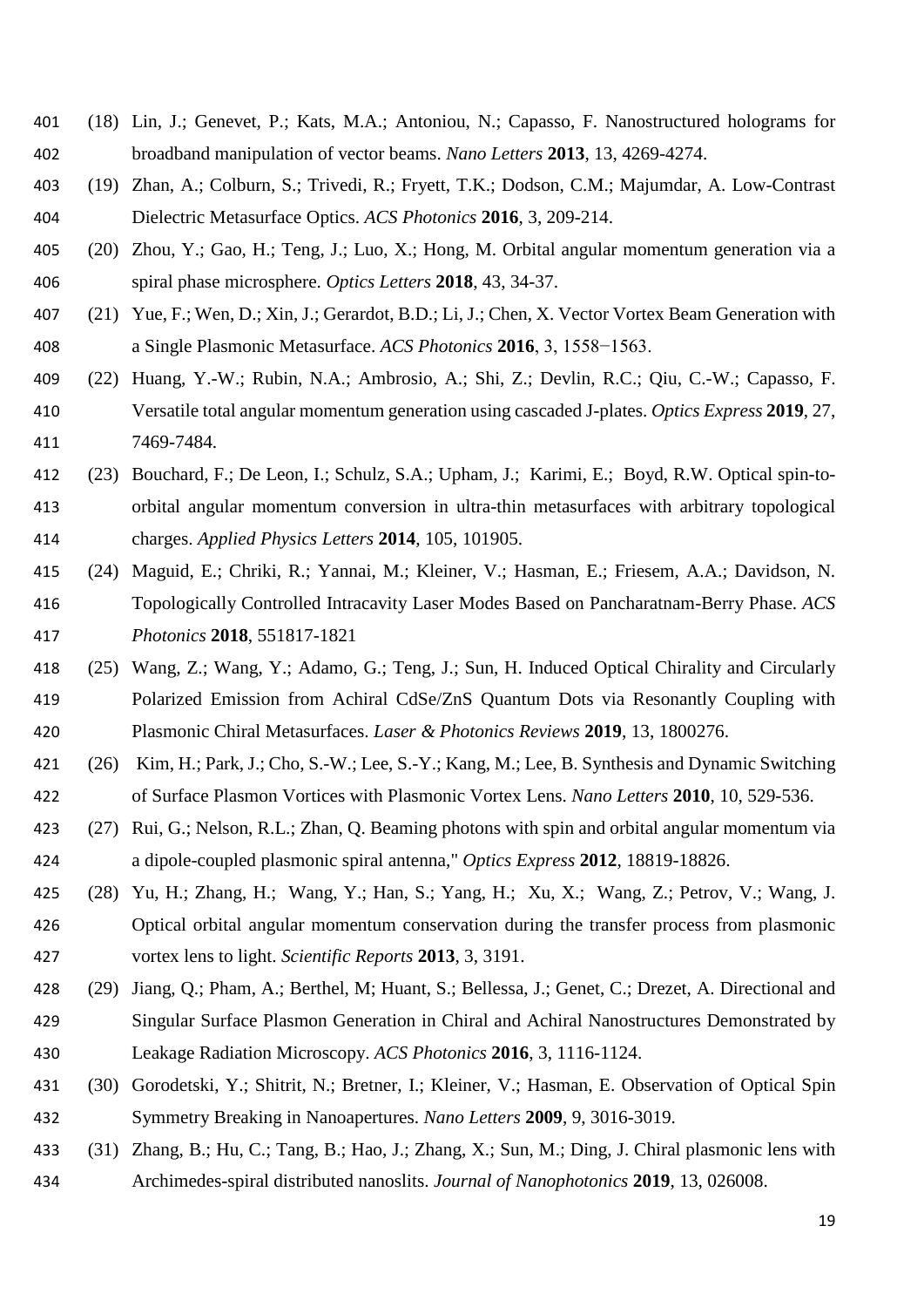(18) Lin, J.; Genevet, P.; Kats, M.A.; Antoniou, N.; Capasso, F. Nanostructured holograms for broadband manipulation of vector beams. *Nano Letters* **2013**, 13, 4269-4274.

(19) Zhan, A.; Colburn, S.; Trivedi, R.; Fryett, T.K.; Dodson, C.M.; Majumdar, A. Low-Contrast Dielectric Metasurface Optics. *ACS Photonics* **2016**, 3, 209-214.

(20) Zhou, Y.; Gao, H.; Teng, J.; Luo, X.; Hong, M. Orbital angular momentum generation via a spiral phase microsphere. *Optics Letters* **2018**, 43, 34-37.

(21) Yue, F.; Wen, D.; Xin, J.; Gerardot, B.D.; Li, J.; Chen, X. Vector Vortex Beam Generation with a Single Plasmonic Metasurface. *ACS Photonics* **2016**, 3, 1558−1563.

(22) Huang, Y.-W.; Rubin, N.A.; Ambrosio, A.; Shi, Z.; Devlin, R.C.; Qiu, C.-W.; Capasso, F. Versatile total angular momentum generation using cascaded J-plates. *Optics Express* **2019**, 27, 7469-7484.

(23) Bouchard, F.; De Leon, I.; Schulz, S.A.; Upham, J.; Karimi, E.; Boyd, R.W. Optical spin-to-orbital angular momentum conversion in ultra-thin metasurfaces with arbitrary topological charges. *Applied Physics Letters* **2014**, 105, 101905.

(24) Maguid, E.; Chriki, R.; Yannai, M.; Kleiner, V.; Hasman, E.; Friesem, A.A.; Davidson, N. Topologically Controlled Intracavity Laser Modes Based on Pancharatnam-Berry Phase. *ACS Photonics* **2018**, 551817-1821

(25) Wang, Z.; Wang, Y.; Adamo, G.; Teng, J.; Sun, H. Induced Optical Chirality and Circularly Polarized Emission from Achiral CdSe/ZnS Quantum Dots via Resonantly Coupling with Plasmonic Chiral Metasurfaces. *Laser & Photonics Reviews* **2019**, 13, 1800276.

(26) Kim, H.; Park, J.; Cho, S.-W.; Lee, S.-Y.; Kang, M.; Lee, B. Synthesis and Dynamic Switching of Surface Plasmon Vortices with Plasmonic Vortex Lens. *Nano Letters* **2010**, 10, 529-536.

(27) Rui, G.; Nelson, R.L.; Zhan, Q. Beaming photons with spin and orbital angular momentum via a dipole-coupled plasmonic spiral antenna," *Optics Express* **2012**, 18819-18826.

(28) Yu, H.; Zhang, H.; Wang, Y.; Han, S.; Yang, H.; Xu, X.; Wang, Z.; Petrov, V.; Wang, J. Optical orbital angular momentum conservation during the transfer process from plasmonic vortex lens to light. *Scientific Reports* **2013**, 3, 3191.

(29) Jiang, Q.; Pham, A.; Berthel, M; Huant, S.; Bellessa, J.; Genet, C.; Drezet, A. Directional and Singular Surface Plasmon Generation in Chiral and Achiral Nanostructures Demonstrated by Leakage Radiation Microscopy. *ACS Photonics* **2016**, 3, 1116-1124.

(30) Gorodetski, Y.; Shitrit, N.; Bretner, I.; Kleiner, V.; Hasman, E. Observation of Optical Spin Symmetry Breaking in Nanoapertures. *Nano Letters* **2009**, 9, 3016-3019.

(31) Zhang, B.; Hu, C.; Tang, B.; Hao, J.; Zhang, X.; Sun, M.; Ding, J. Chiral plasmonic lens with Archimedes-spiral distributed nanoslits. *Journal of Nanophotonics* **2019**, 13, 026008.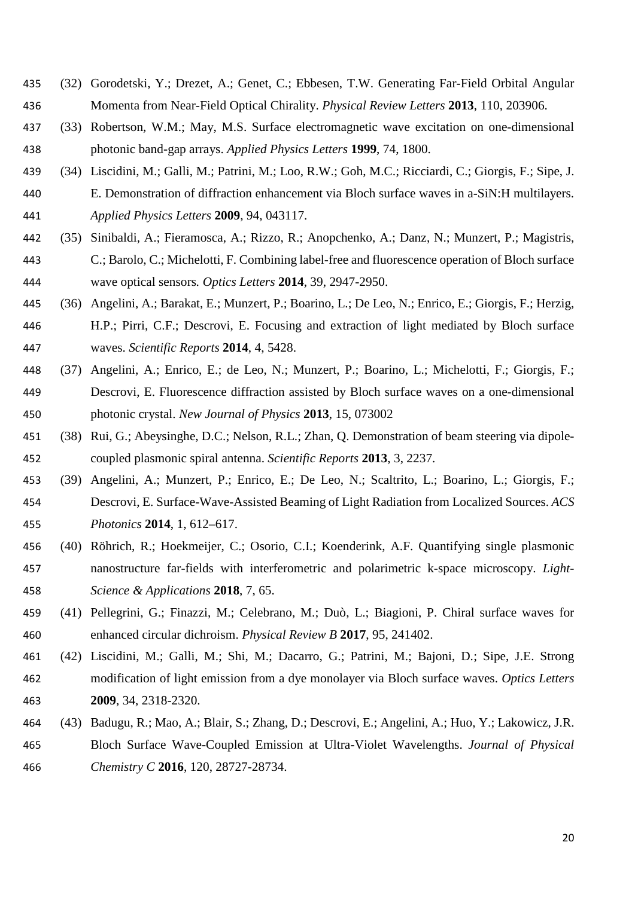(32) Gorodetski, Y.; Drezet, A.; Genet, C.; Ebbesen, T.W. Generating Far-Field Orbital Angular Momenta from Near-Field Optical Chirality. *Physical Review Letters* **2013**, 110, 203906.

(33) Robertson, W.M.; May, M.S. Surface electromagnetic wave excitation on one-dimensional photonic band-gap arrays. *Applied Physics Letters* **1999**, 74, 1800.

(34) Liscidini, M.; Galli, M.; Patrini, M.; Loo, R.W.; Goh, M.C.; Ricciardi, C.; Giorgis, F.; Sipe, J. E. Demonstration of diffraction enhancement via Bloch surface waves in a-SiN:H multilayers. *Applied Physics Letters* **2009**, 94, 043117.

(35) Sinibaldi, A.; Fieramosca, A.; Rizzo, R.; Anopchenko, A.; Danz, N.; Munzert, P.; Magistris, C.; Barolo, C.; Michelotti, F. Combining label-free and fluorescence operation of Bloch surface wave optical sensors. *Optics Letters* **2014**, 39, 2947-2950.

(36) Angelini, A.; Barakat, E.; Munzert, P.; Boarino, L.; De Leo, N.; Enrico, E.; Giorgis, F.; Herzig, H.P.; Pirri, C.F.; Descrovi, E. Focusing and extraction of light mediated by Bloch surface waves. *Scientific Reports* **2014**, 4, 5428.

(37) Angelini, A.; Enrico, E.; de Leo, N.; Munzert, P.; Boarino, L.; Michelotti, F.; Giorgis, F.; Descrovi, E. Fluorescence diffraction assisted by Bloch surface waves on a one-dimensional photonic crystal. *New Journal of Physics* **2013**, 15, 073002

(38) Rui, G.; Abeysinghe, D.C.; Nelson, R.L.; Zhan, Q. Demonstration of beam steering via dipole-coupled plasmonic spiral antenna. *Scientific Reports* **2013**, 3, 2237.

(39) Angelini, A.; Munzert, P.; Enrico, E.; De Leo, N.; Scaltrito, L.; Boarino, L.; Giorgis, F.; Descrovi, E. Surface-Wave-Assisted Beaming of Light Radiation from Localized Sources. *ACS Photonics* **2014**, 1, 612–617.

(40) Röhrich, R.; Hoekmeijer, C.; Osorio, C.I.; Koenderink, A.F. Quantifying single plasmonic nanostructure far-fields with interferometric and polarimetric k-space microscopy. *Light-Science & Applications* **2018**, 7, 65.

(41) Pellegrini, G.; Finazzi, M.; Celebrano, M.; Duò, L.; Biagioni, P. Chiral surface waves for enhanced circular dichroism. *Physical Review B* **2017**, 95, 241402.

(42) Liscidini, M.; Galli, M.; Shi, M.; Dacarro, G.; Patrini, M.; Bajoni, D.; Sipe, J.E. Strong modification of light emission from a dye monolayer via Bloch surface waves. *Optics Letters* **2009**, 34, 2318-2320.

(43) Badugu, R.; Mao, A.; Blair, S.; Zhang, D.; Descrovi, E.; Angelini, A.; Huo, Y.; Lakowicz, J.R. Bloch Surface Wave-Coupled Emission at Ultra-Violet Wavelengths. *Journal of Physical Chemistry C* **2016**, 120, 28727-28734.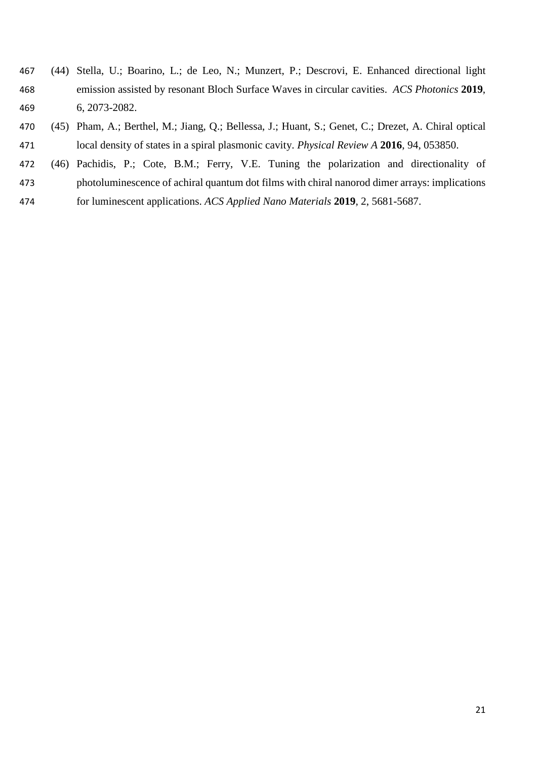(44) Stella, U.; Boarino, L.; de Leo, N.; Munzert, P.; Descrovi, E. Enhanced directional light emission assisted by resonant Bloch Surface Waves in circular cavities. *ACS Photonics* **2019**, 6, 2073-2082.

(45) Pham, A.; Berthel, M.; Jiang, Q.; Bellessa, J.; Huant, S.; Genet, C.; Drezet, A. Chiral optical local density of states in a spiral plasmonic cavity. *Physical Review A* **2016**, 94, 053850.

(46) Pachidis, P.; Cote, B.M.; Ferry, V.E. Tuning the polarization and directionality of photoluminescence of achiral quantum dot films with chiral nanorod dimer arrays: implications for luminescent applications. *ACS Applied Nano Materials* **2019**, 2, 5681-5687.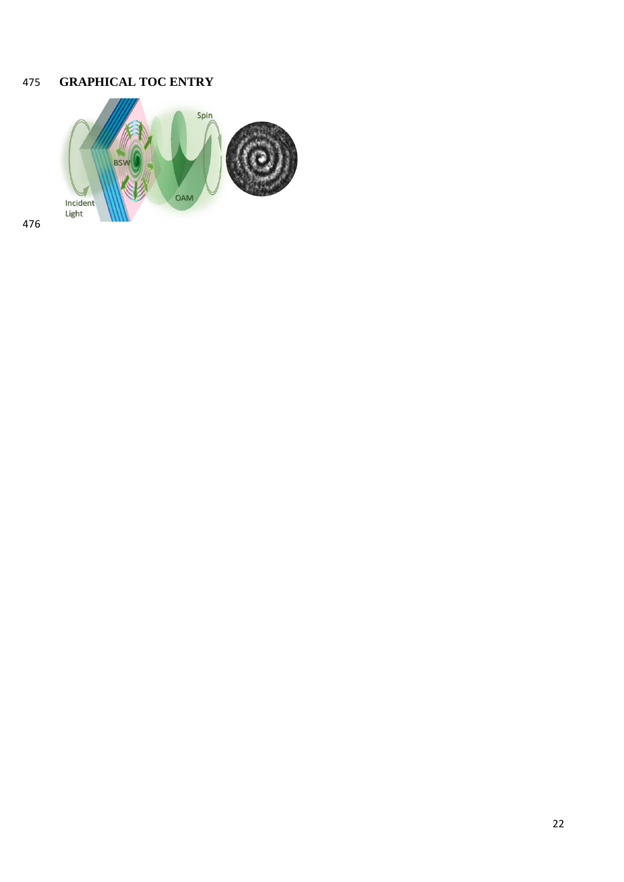**GRAPHICAL TOC ENTRY**

Spin

BSW

OAM

Incident Light